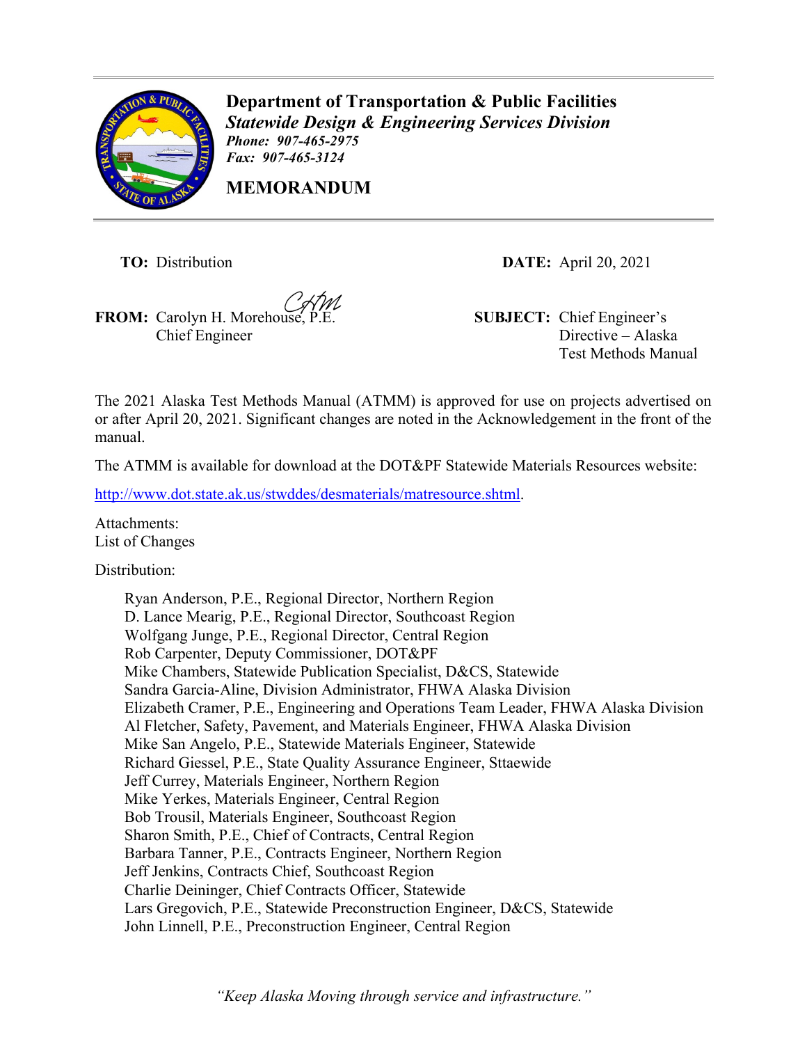**Department of Transportation & Public Facilities**
***Statewide Design & Engineering Services Division***
***Phone: 907-465-2975***
***Fax: 907-465-3124***

**MEMORANDUM**

**TO:** Distribution

**DATE:** April 20, 2021

**FROM:** Carolyn H. Morehouse, P.E.
Chief Engineer

**SUBJECT:** Chief Engineer's Directive – Alaska Test Methods Manual

The 2021 Alaska Test Methods Manual (ATMM) is approved for use on projects advertised on or after April 20, 2021. Significant changes are noted in the Acknowledgement in the front of the manual.

The ATMM is available for download at the DOT&PF Statewide Materials Resources website:

http://www.dot.state.ak.us/stwddes/desmaterials/matresource.shtml.

Attachments:
List of Changes

Distribution:

- Ryan Anderson, P.E., Regional Director, Northern Region
- D. Lance Mearig, P.E., Regional Director, Southcoast Region
- Wolfgang Junge, P.E., Regional Director, Central Region
- Rob Carpenter, Deputy Commissioner, DOT&PF
- Mike Chambers, Statewide Publication Specialist, D&CS, Statewide
- Sandra Garcia-Aline, Division Administrator, FHWA Alaska Division
- Elizabeth Cramer, P.E., Engineering and Operations Team Leader, FHWA Alaska Division
- Al Fletcher, Safety, Pavement, and Materials Engineer, FHWA Alaska Division
- Mike San Angelo, P.E., Statewide Materials Engineer, Statewide
- Richard Giessel, P.E., State Quality Assurance Engineer, Sttaewide
- Jeff Currey, Materials Engineer, Northern Region
- Mike Yerkes, Materials Engineer, Central Region
- Bob Trousil, Materials Engineer, Southcoast Region
- Sharon Smith, P.E., Chief of Contracts, Central Region
- Barbara Tanner, P.E., Contracts Engineer, Northern Region
- Jeff Jenkins, Contracts Chief, Southcoast Region
- Charlie Deininger, Chief Contracts Officer, Statewide
- Lars Gregovich, P.E., Statewide Preconstruction Engineer, D&CS, Statewide
- John Linnell, P.E., Preconstruction Engineer, Central Region

*"Keep Alaska Moving through service and infrastructure."*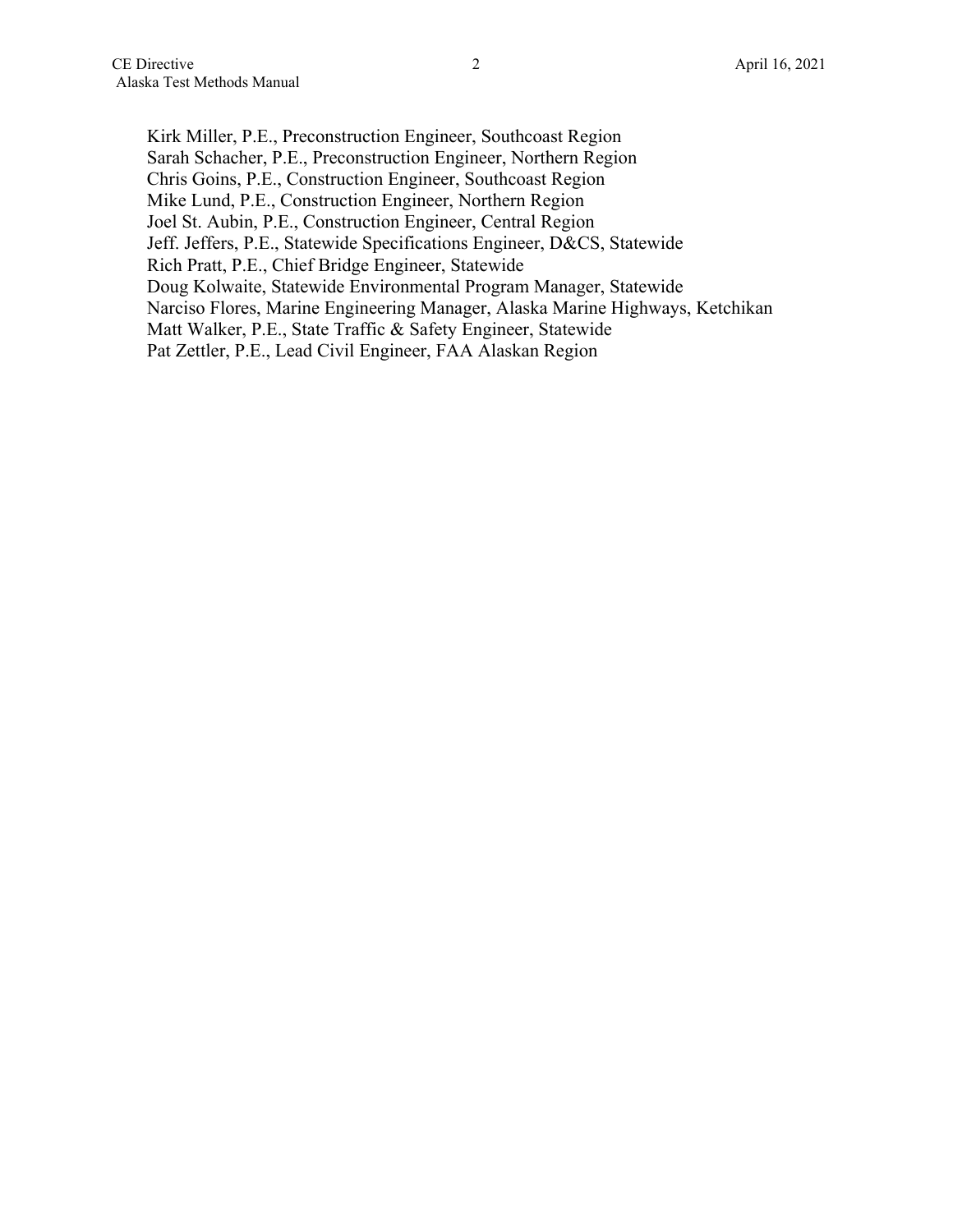Kirk Miller, P.E., Preconstruction Engineer, Southcoast Region
Sarah Schacher, P.E., Preconstruction Engineer, Northern Region
Chris Goins, P.E., Construction Engineer, Southcoast Region
Mike Lund, P.E., Construction Engineer, Northern Region
Joel St. Aubin, P.E., Construction Engineer, Central Region
Jeff. Jeffers, P.E., Statewide Specifications Engineer, D&CS, Statewide
Rich Pratt, P.E., Chief Bridge Engineer, Statewide
Doug Kolwaite, Statewide Environmental Program Manager, Statewide
Narciso Flores, Marine Engineering Manager, Alaska Marine Highways, Ketchikan
Matt Walker, P.E., State Traffic & Safety Engineer, Statewide
Pat Zettler, P.E., Lead Civil Engineer, FAA Alaskan Region